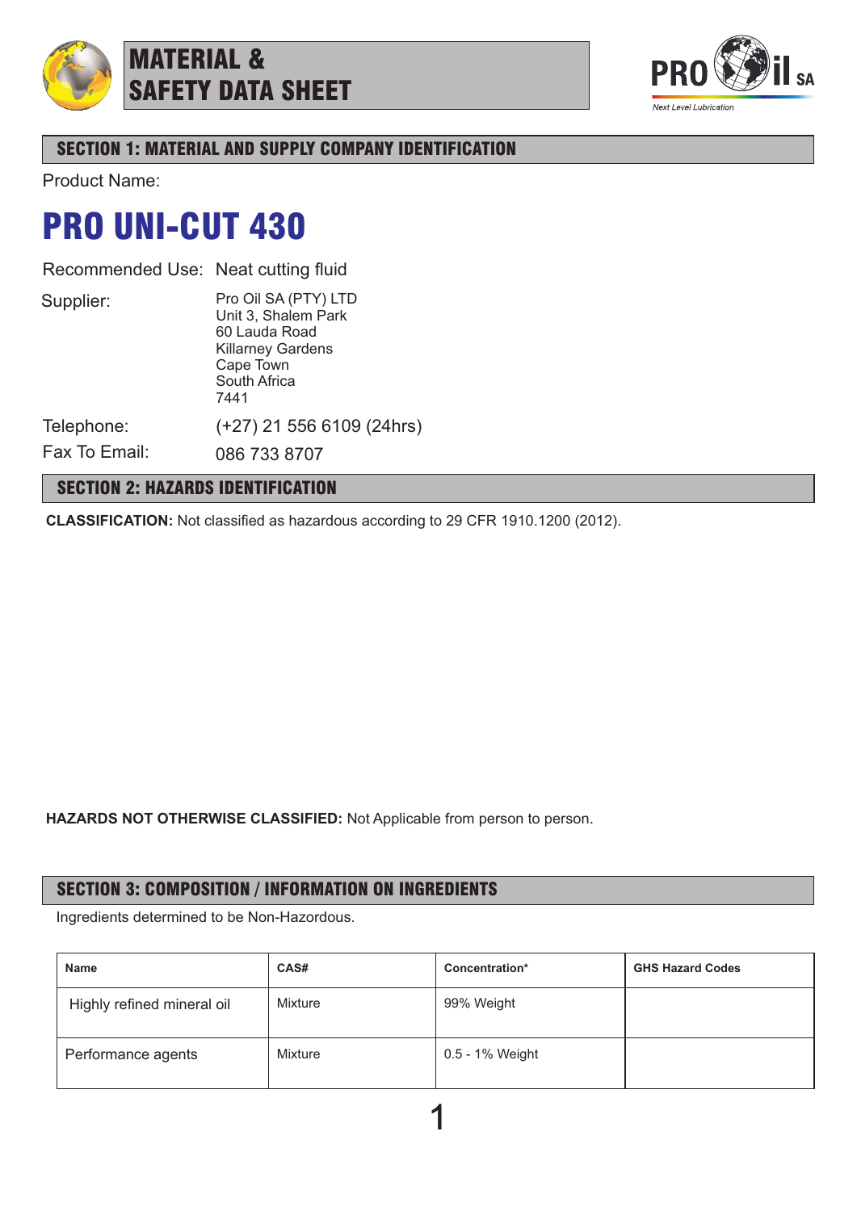# MATERIAL & SAFETY DATA SHEET

PRO il SA

*Next Level Lubrication*

## SECTION 1: MATERIAL AND SUPPLY COMPANY IDENTIFICATION

Product Name:

# PRO UNI-CUT 430

Recommended Use: Neat cutting fluid

Supplier:
Pro Oil SA (PTY) LTD
Unit 3, Shalem Park
60 Lauda Road
Killarney Gardens
Cape Town
South Africa
7441

Telephone: (+27) 21 556 6109 (24hrs)

Fax To Email: 086 733 8707

## SECTION 2: HAZARDS IDENTIFICATION

**CLASSIFICATION:** Not classified as hazardous according to 29 CFR 1910.1200 (2012).

**HAZARDS NOT OTHERWISE CLASSIFIED:** Not Applicable from person to person.

## SECTION 3: COMPOSITION / INFORMATION ON INGREDIENTS

Ingredients determined to be Non-Hazordous.

| Name | CAS# | Concentration* | GHS Hazard Codes |
|---|---|---|---|
| Highly refined mineral oil | Mixture | 99% Weight | |
| Performance agents | Mixture | 0.5 - 1% Weight | |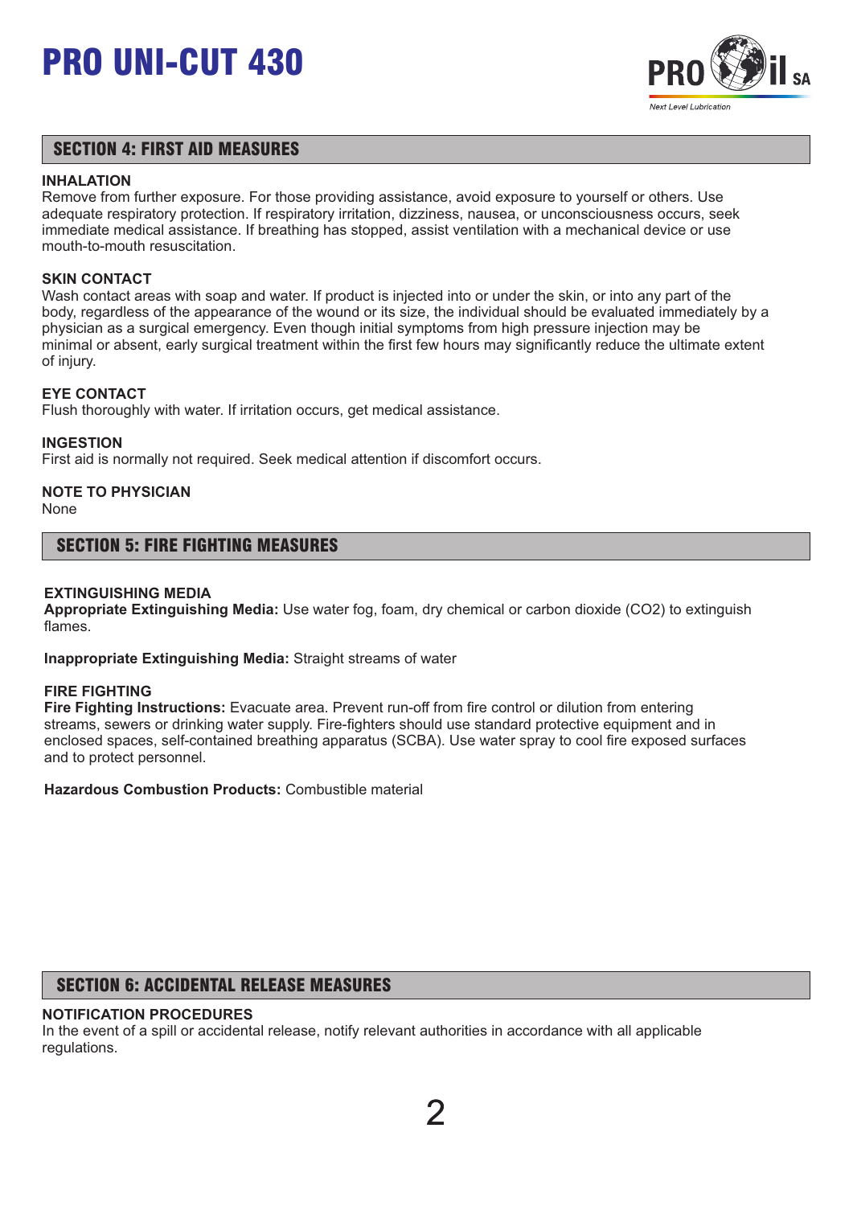## SECTION 4: FIRST AID MEASURES

**INHALATION**
Remove from further exposure. For those providing assistance, avoid exposure to yourself or others. Use adequate respiratory protection. If respiratory irritation, dizziness, nausea, or unconsciousness occurs, seek immediate medical assistance. If breathing has stopped, assist ventilation with a mechanical device or use mouth-to-mouth resuscitation.

**SKIN CONTACT**
Wash contact areas with soap and water. If product is injected into or under the skin, or into any part of the body, regardless of the appearance of the wound or its size, the individual should be evaluated immediately by a physician as a surgical emergency. Even though initial symptoms from high pressure injection may be minimal or absent, early surgical treatment within the first few hours may significantly reduce the ultimate extent of injury.

**EYE CONTACT**
Flush thoroughly with water. If irritation occurs, get medical assistance.

**INGESTION**
First aid is normally not required. Seek medical attention if discomfort occurs.

**NOTE TO PHYSICIAN**
None

## SECTION 5: FIRE FIGHTING MEASURES

**EXTINGUISHING MEDIA**
**Appropriate Extinguishing Media:** Use water fog, foam, dry chemical or carbon dioxide ($CO_2$) to extinguish flames.

**Inappropriate Extinguishing Media:** Straight streams of water

**FIRE FIGHTING**
**Fire Fighting Instructions:** Evacuate area. Prevent run-off from fire control or dilution from entering streams, sewers or drinking water supply. Fire-fighters should use standard protective equipment and in enclosed spaces, self-contained breathing apparatus (SCBA). Use water spray to cool fire exposed surfaces and to protect personnel.

**Hazardous Combustion Products:** Combustible material

## SECTION 6: ACCIDENTAL RELEASE MEASURES

**NOTIFICATION PROCEDURES**
In the event of a spill or accidental release, notify relevant authorities in accordance with all applicable regulations.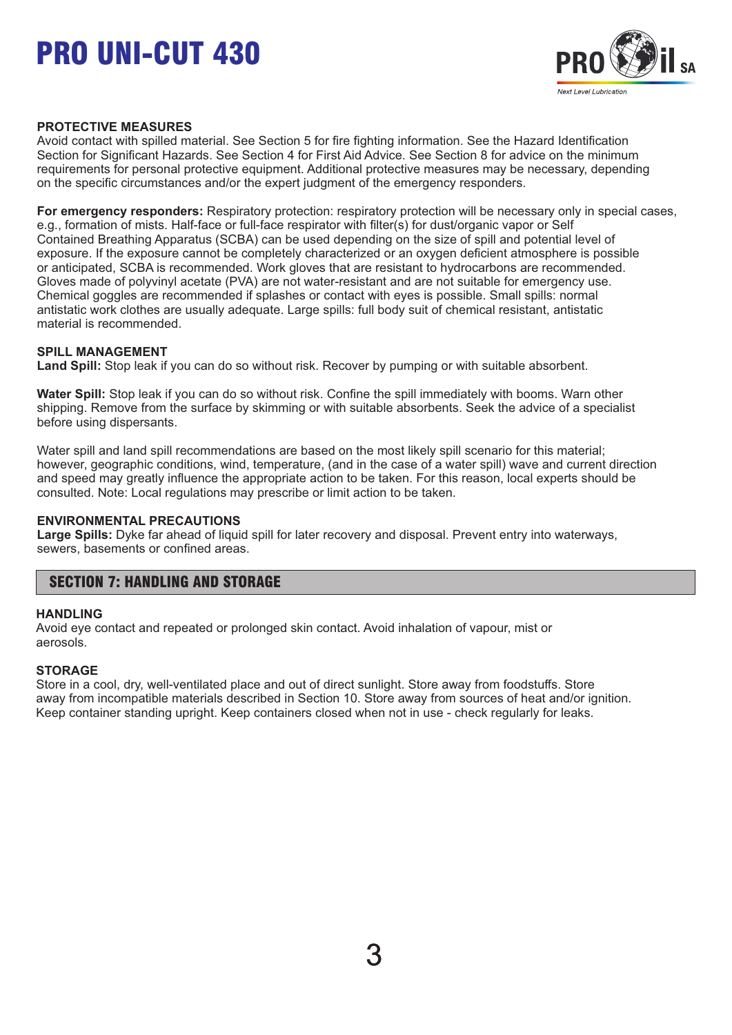### PROTECTIVE MEASURES

Avoid contact with spilled material. See Section 5 for fire fighting information. See the Hazard Identification Section for Significant Hazards. See Section 4 for First Aid Advice. See Section 8 for advice on the minimum requirements for personal protective equipment. Additional protective measures may be necessary, depending on the specific circumstances and/or the expert judgment of the emergency responders.

**For emergency responders:** Respiratory protection: respiratory protection will be necessary only in special cases, e.g., formation of mists. Half-face or full-face respirator with filter(s) for dust/organic vapor or Self Contained Breathing Apparatus (SCBA) can be used depending on the size of spill and potential level of exposure. If the exposure cannot be completely characterized or an oxygen deficient atmosphere is possible or anticipated, SCBA is recommended. Work gloves that are resistant to hydrocarbons are recommended. Gloves made of polyvinyl acetate (PVA) are not water-resistant and are not suitable for emergency use. Chemical goggles are recommended if splashes or contact with eyes is possible. Small spills: normal antistatic work clothes are usually adequate. Large spills: full body suit of chemical resistant, antistatic material is recommended.

### SPILL MANAGEMENT

**Land Spill:** Stop leak if you can do so without risk. Recover by pumping or with suitable absorbent.

**Water Spill:** Stop leak if you can do so without risk. Confine the spill immediately with booms. Warn other shipping. Remove from the surface by skimming or with suitable absorbents. Seek the advice of a specialist before using dispersants.

Water spill and land spill recommendations are based on the most likely spill scenario for this material; however, geographic conditions, wind, temperature, (and in the case of a water spill) wave and current direction and speed may greatly influence the appropriate action to be taken. For this reason, local experts should be consulted. Note: Local regulations may prescribe or limit action to be taken.

### ENVIRONMENTAL PRECAUTIONS

**Large Spills:** Dyke far ahead of liquid spill for later recovery and disposal. Prevent entry into waterways, sewers, basements or confined areas.

## SECTION 7: HANDLING AND STORAGE

### HANDLING

Avoid eye contact and repeated or prolonged skin contact. Avoid inhalation of vapour, mist or aerosols.

### STORAGE

Store in a cool, dry, well-ventilated place and out of direct sunlight. Store away from foodstuffs. Store away from incompatible materials described in Section 10. Store away from sources of heat and/or ignition. Keep container standing upright. Keep containers closed when not in use - check regularly for leaks.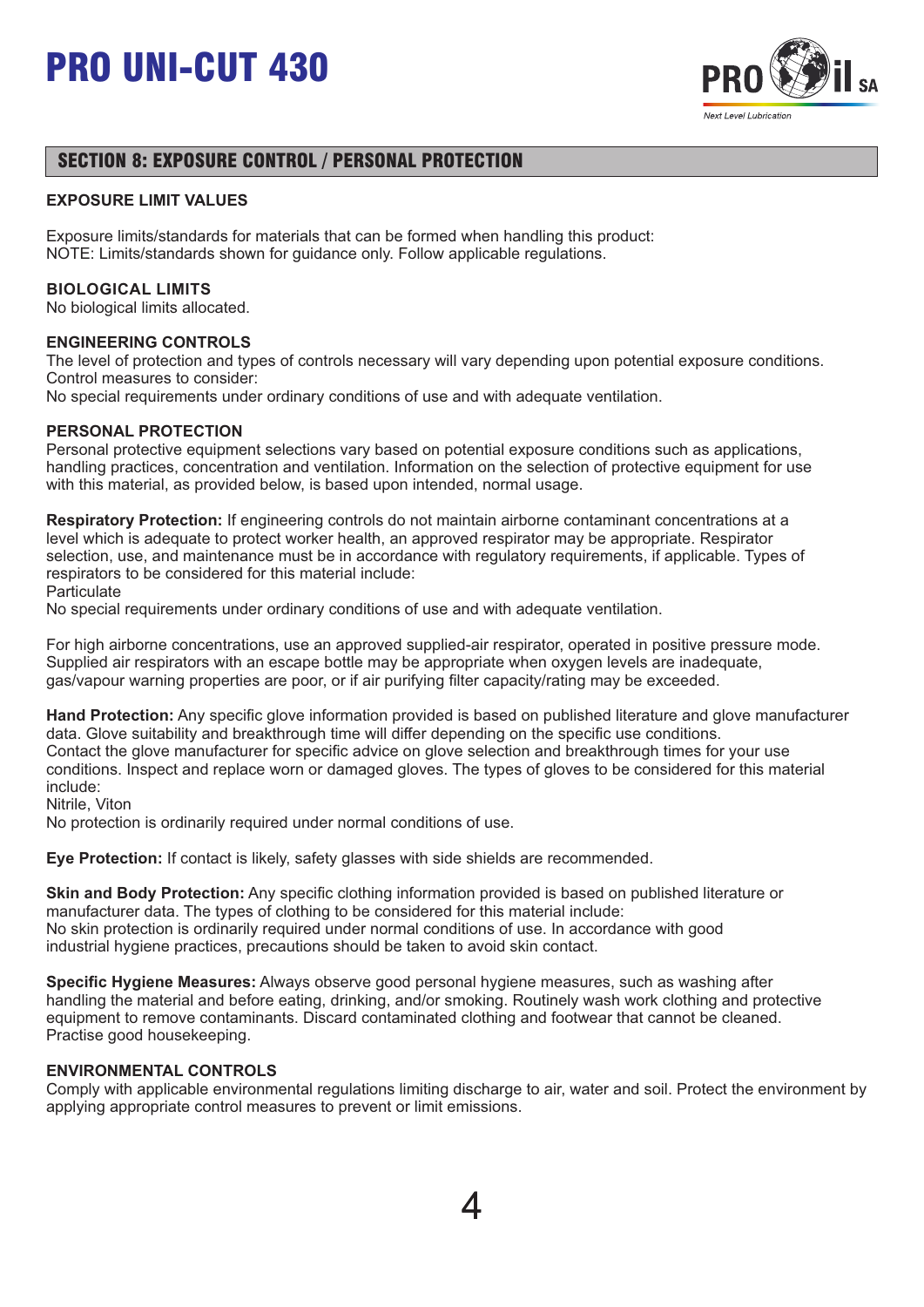# PRO UNI-CUT 430

## SECTION 8: EXPOSURE CONTROL / PERSONAL PROTECTION

### EXPOSURE LIMIT VALUES

Exposure limits/standards for materials that can be formed when handling this product:
NOTE: Limits/standards shown for guidance only. Follow applicable regulations.

### BIOLOGICAL LIMITS

No biological limits allocated.

### ENGINEERING CONTROLS

The level of protection and types of controls necessary will vary depending upon potential exposure conditions.
Control measures to consider:
No special requirements under ordinary conditions of use and with adequate ventilation.

### PERSONAL PROTECTION

Personal protective equipment selections vary based on potential exposure conditions such as applications, handling practices, concentration and ventilation. Information on the selection of protective equipment for use with this material, as provided below, is based upon intended, normal usage.

**Respiratory Protection:** If engineering controls do not maintain airborne contaminant concentrations at a level which is adequate to protect worker health, an approved respirator may be appropriate. Respirator selection, use, and maintenance must be in accordance with regulatory requirements, if applicable. Types of respirators to be considered for this material include:
Particulate
No special requirements under ordinary conditions of use and with adequate ventilation.

For high airborne concentrations, use an approved supplied-air respirator, operated in positive pressure mode. Supplied air respirators with an escape bottle may be appropriate when oxygen levels are inadequate, gas/vapour warning properties are poor, or if air purifying filter capacity/rating may be exceeded.

**Hand Protection:** Any specific glove information provided is based on published literature and glove manufacturer data. Glove suitability and breakthrough time will differ depending on the specific use conditions.
Contact the glove manufacturer for specific advice on glove selection and breakthrough times for your use conditions. Inspect and replace worn or damaged gloves. The types of gloves to be considered for this material include:
Nitrile, Viton
No protection is ordinarily required under normal conditions of use.

**Eye Protection:** If contact is likely, safety glasses with side shields are recommended.

**Skin and Body Protection:** Any specific clothing information provided is based on published literature or manufacturer data. The types of clothing to be considered for this material include:
No skin protection is ordinarily required under normal conditions of use. In accordance with good industrial hygiene practices, precautions should be taken to avoid skin contact.

**Specific Hygiene Measures:** Always observe good personal hygiene measures, such as washing after handling the material and before eating, drinking, and/or smoking. Routinely wash work clothing and protective equipment to remove contaminants. Discard contaminated clothing and footwear that cannot be cleaned. Practise good housekeeping.

### ENVIRONMENTAL CONTROLS

Comply with applicable environmental regulations limiting discharge to air, water and soil. Protect the environment by applying appropriate control measures to prevent or limit emissions.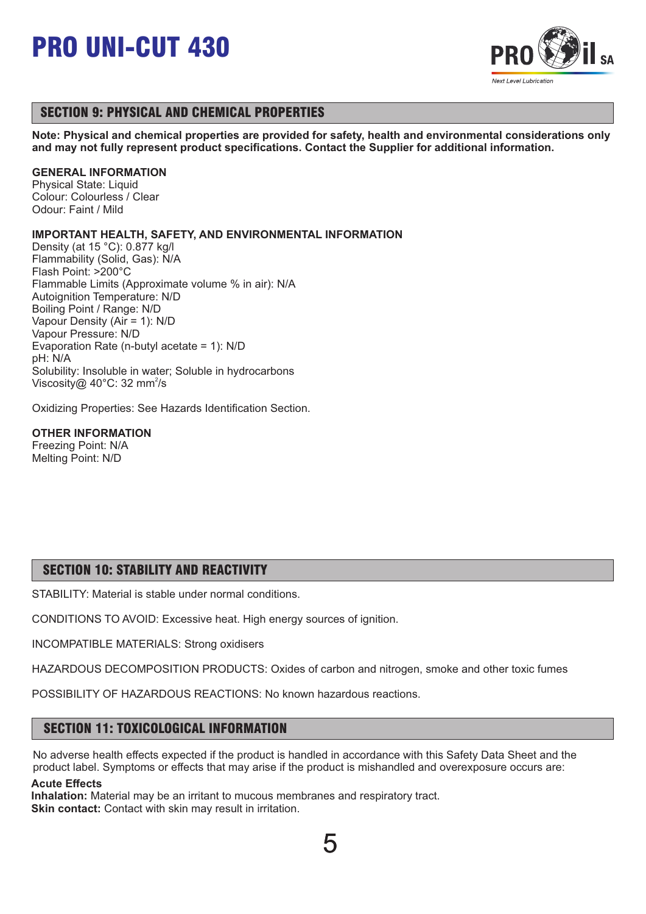## SECTION 9: PHYSICAL AND CHEMICAL PROPERTIES

**Note: Physical and chemical properties are provided for safety, health and environmental considerations only and may not fully represent product specifications. Contact the Supplier for additional information.**

**GENERAL INFORMATION**
Physical State: Liquid
Colour: Colourless / Clear
Odour: Faint / Mild

**IMPORTANT HEALTH, SAFETY, AND ENVIRONMENTAL INFORMATION**
Density (at 15 °C): 0.877 kg/l
Flammability (Solid, Gas): N/A
Flash Point: >200°C
Flammable Limits (Approximate volume % in air): N/A
Autoignition Temperature: N/D
Boiling Point / Range: N/D
Vapour Density (Air = 1): N/D
Vapour Pressure: N/D
Evaporation Rate (n-butyl acetate = 1): N/D
pH: N/A
Solubility: Insoluble in water; Soluble in hydrocarbons
Viscosity@ 40°C: 32 $mm^2/s$

Oxidizing Properties: See Hazards Identification Section.

**OTHER INFORMATION**
Freezing Point: N/A
Melting Point: N/D

## SECTION 10: STABILITY AND REACTIVITY

STABILITY: Material is stable under normal conditions.

CONDITIONS TO AVOID: Excessive heat. High energy sources of ignition.

INCOMPATIBLE MATERIALS: Strong oxidisers

HAZARDOUS DECOMPOSITION PRODUCTS: Oxides of carbon and nitrogen, smoke and other toxic fumes

POSSIBILITY OF HAZARDOUS REACTIONS: No known hazardous reactions.

## SECTION 11: TOXICOLOGICAL INFORMATION

No adverse health effects expected if the product is handled in accordance with this Safety Data Sheet and the product label. Symptoms or effects that may arise if the product is mishandled and overexposure occurs are:

**Acute Effects**
**Inhalation:** Material may be an irritant to mucous membranes and respiratory tract.
**Skin contact:** Contact with skin may result in irritation.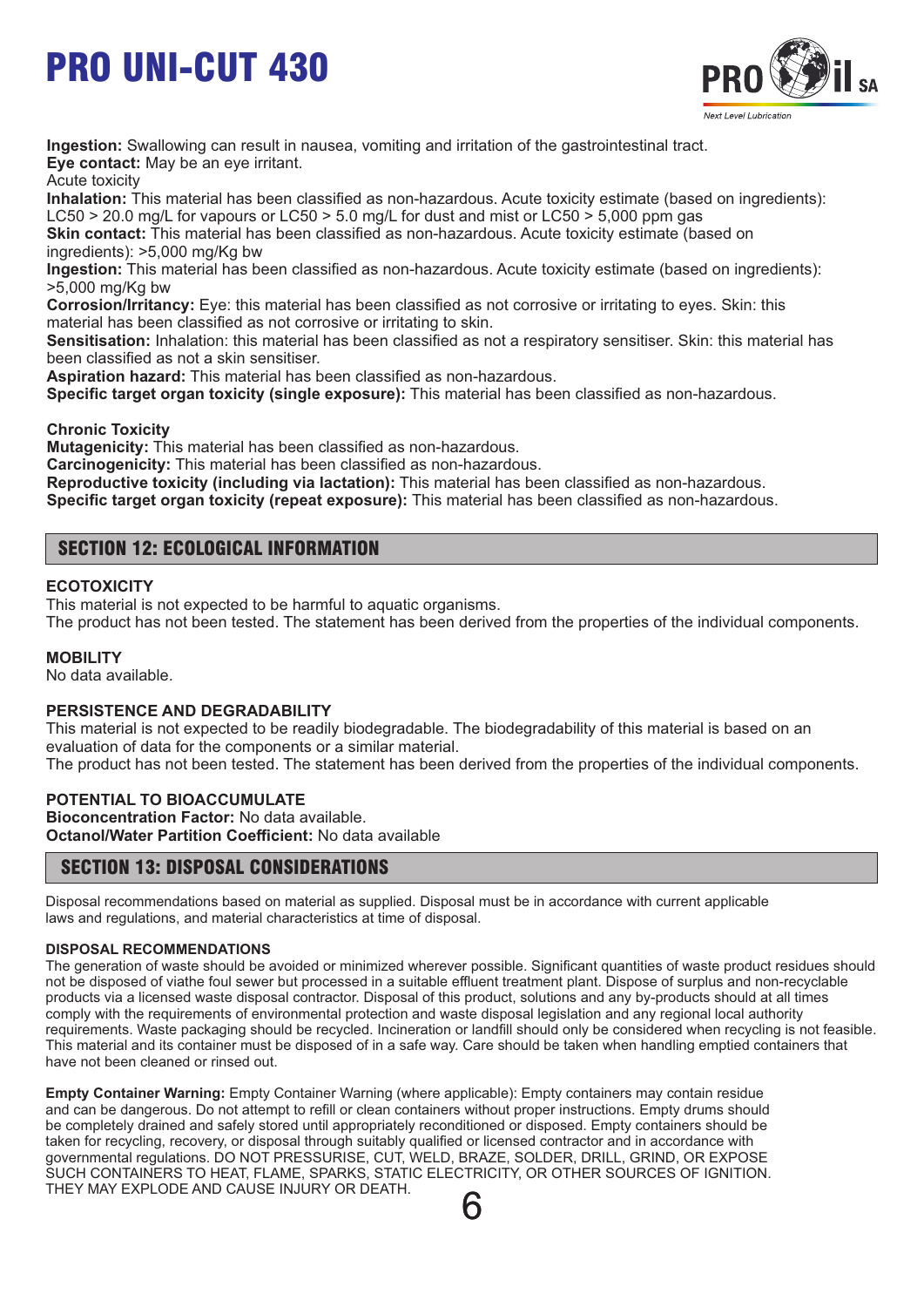**Ingestion:** Swallowing can result in nausea, vomiting and irritation of the gastrointestinal tract.
**Eye contact:** May be an eye irritant.
Acute toxicity
**Inhalation:** This material has been classified as non-hazardous. Acute toxicity estimate (based on ingredients): LC50 > 20.0 mg/L for vapours or LC50 > 5.0 mg/L for dust and mist or LC50 > 5,000 ppm gas
**Skin contact:** This material has been classified as non-hazardous. Acute toxicity estimate (based on ingredients): >5,000 mg/Kg bw
**Ingestion:** This material has been classified as non-hazardous. Acute toxicity estimate (based on ingredients): >5,000 mg/Kg bw
**Corrosion/Irritancy:** Eye: this material has been classified as not corrosive or irritating to eyes. Skin: this material has been classified as not corrosive or irritating to skin.
**Sensitisation:** Inhalation: this material has been classified as not a respiratory sensitiser. Skin: this material has been classified as not a skin sensitiser.
**Aspiration hazard:** This material has been classified as non-hazardous.
**Specific target organ toxicity (single exposure):** This material has been classified as non-hazardous.

**Chronic Toxicity**
**Mutagenicity:** This material has been classified as non-hazardous.
**Carcinogenicity:** This material has been classified as non-hazardous.
**Reproductive toxicity (including via lactation):** This material has been classified as non-hazardous.
**Specific target organ toxicity (repeat exposure):** This material has been classified as non-hazardous.

## SECTION 12: ECOLOGICAL INFORMATION

**ECOTOXICITY**
This material is not expected to be harmful to aquatic organisms.
The product has not been tested. The statement has been derived from the properties of the individual components.

**MOBILITY**
No data available.

**PERSISTENCE AND DEGRADABILITY**
This material is not expected to be readily biodegradable. The biodegradability of this material is based on an evaluation of data for the components or a similar material.
The product has not been tested. The statement has been derived from the properties of the individual components.

**POTENTIAL TO BIOACCUMULATE**
**Bioconcentration Factor:** No data available.
**Octanol/Water Partition Coefficient:** No data available

## SECTION 13: DISPOSAL CONSIDERATIONS

Disposal recommendations based on material as supplied. Disposal must be in accordance with current applicable laws and regulations, and material characteristics at time of disposal.

**DISPOSAL RECOMMENDATIONS**
The generation of waste should be avoided or minimized wherever possible. Significant quantities of waste product residues should not be disposed of viathe foul sewer but processed in a suitable effluent treatment plant. Dispose of surplus and non-recyclable products via a licensed waste disposal contractor. Disposal of this product, solutions and any by-products should at all times comply with the requirements of environmental protection and waste disposal legislation and any regional local authority requirements. Waste packaging should be recycled. Incineration or landfill should only be considered when recycling is not feasible. This material and its container must be disposed of in a safe way. Care should be taken when handling emptied containers that have not been cleaned or rinsed out.

**Empty Container Warning:** Empty Container Warning (where applicable): Empty containers may contain residue and can be dangerous. Do not attempt to refill or clean containers without proper instructions. Empty drums should be completely drained and safely stored until appropriately reconditioned or disposed. Empty containers should be taken for recycling, recovery, or disposal through suitably qualified or licensed contractor and in accordance with governmental regulations. DO NOT PRESSURISE, CUT, WELD, BRAZE, SOLDER, DRILL, GRIND, OR EXPOSE SUCH CONTAINERS TO HEAT, FLAME, SPARKS, STATIC ELECTRICITY, OR OTHER SOURCES OF IGNITION. THEY MAY EXPLODE AND CAUSE INJURY OR DEATH.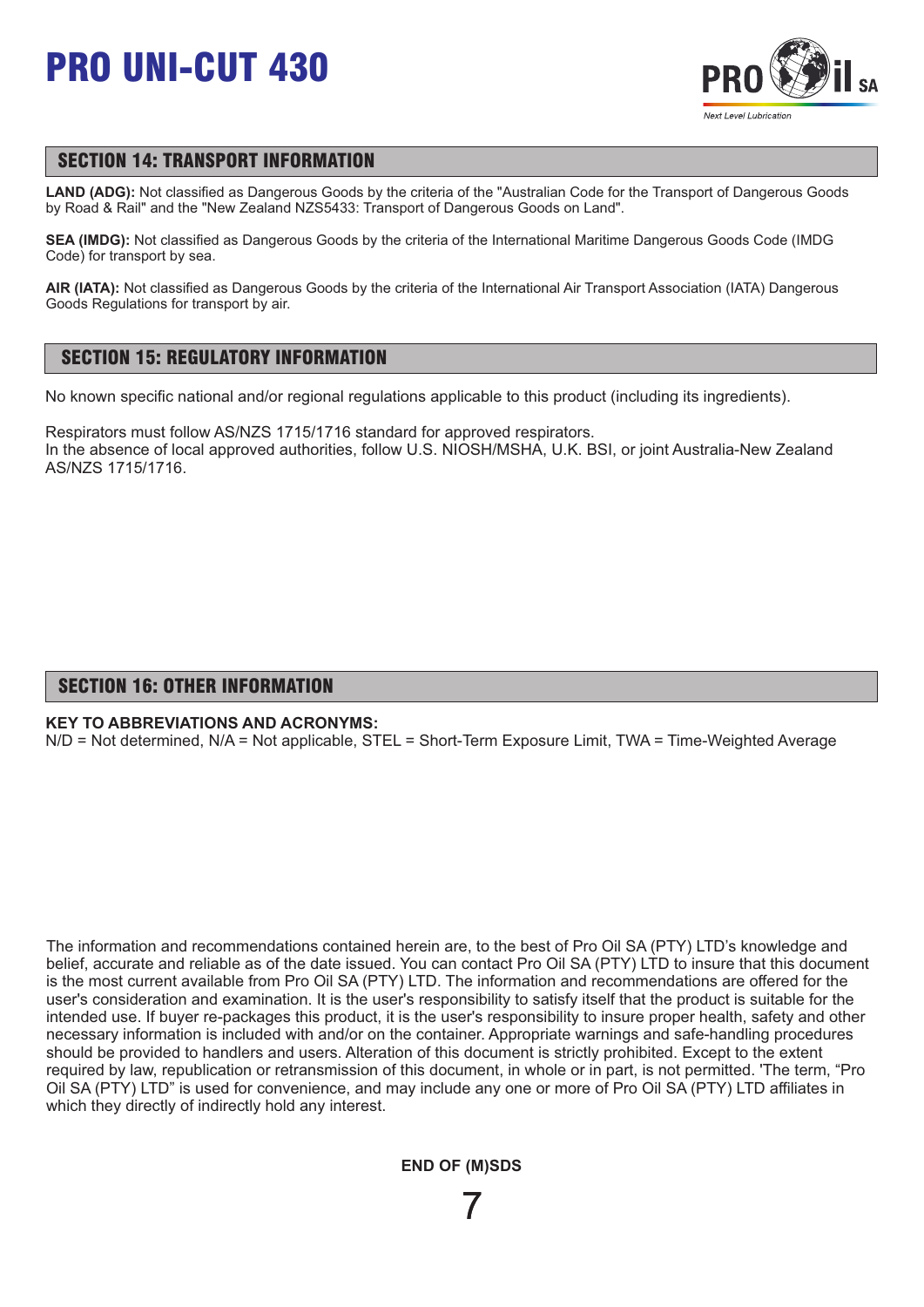## SECTION 14: TRANSPORT INFORMATION

**LAND (ADG):** Not classified as Dangerous Goods by the criteria of the "Australian Code for the Transport of Dangerous Goods by Road & Rail" and the "New Zealand NZS5433: Transport of Dangerous Goods on Land".

**SEA (IMDG):** Not classified as Dangerous Goods by the criteria of the International Maritime Dangerous Goods Code (IMDG Code) for transport by sea.

**AIR (IATA):** Not classified as Dangerous Goods by the criteria of the International Air Transport Association (IATA) Dangerous Goods Regulations for transport by air.

## SECTION 15: REGULATORY INFORMATION

No known specific national and/or regional regulations applicable to this product (including its ingredients).

Respirators must follow AS/NZS 1715/1716 standard for approved respirators.
In the absence of local approved authorities, follow U.S. NIOSH/MSHA, U.K. BSI, or joint Australia-New Zealand AS/NZS 1715/1716.

## SECTION 16: OTHER INFORMATION

**KEY TO ABBREVIATIONS AND ACRONYMS:**
N/D = Not determined, N/A = Not applicable, STEL = Short-Term Exposure Limit, TWA = Time-Weighted Average

The information and recommendations contained herein are, to the best of Pro Oil SA (PTY) LTD's knowledge and belief, accurate and reliable as of the date issued. You can contact Pro Oil SA (PTY) LTD to insure that this document is the most current available from Pro Oil SA (PTY) LTD. The information and recommendations are offered for the user's consideration and examination. It is the user's responsibility to satisfy itself that the product is suitable for the intended use. If buyer re-packages this product, it is the user's responsibility to insure proper health, safety and other necessary information is included with and/or on the container. Appropriate warnings and safe-handling procedures should be provided to handlers and users. Alteration of this document is strictly prohibited. Except to the extent required by law, republication or retransmission of this document, in whole or in part, is not permitted. 'The term, "Pro Oil SA (PTY) LTD" is used for convenience, and may include any one or more of Pro Oil SA (PTY) LTD affiliates in which they directly of indirectly hold any interest.

**END OF (M)SDS**